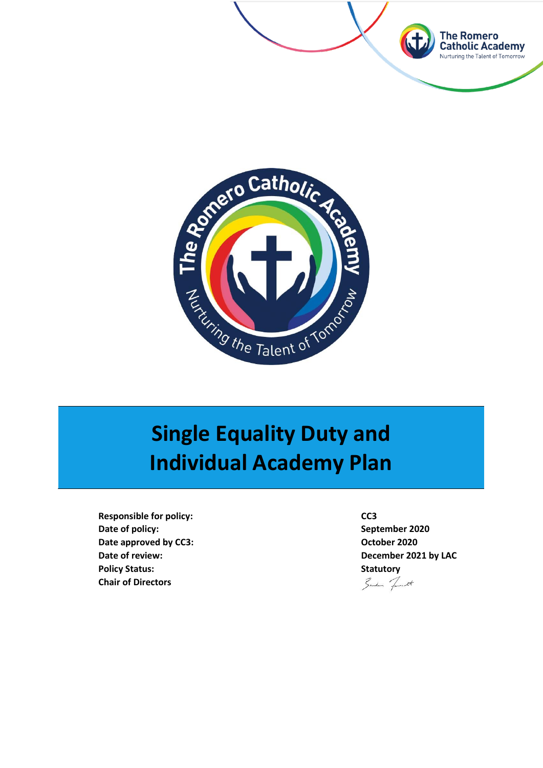# Single Equality Duty and Individual Academy Plan

| | |
|---|---|
| **Responsible for policy:** | **CC3** |
| **Date of policy:** | **September 2020** |
| **Date approved by CC3:** | **October 2020** |
| **Date of review:** | **December 2021 by LAC** |
| **Policy Status:** | **Statutory** |
| **Chair of Directors** | |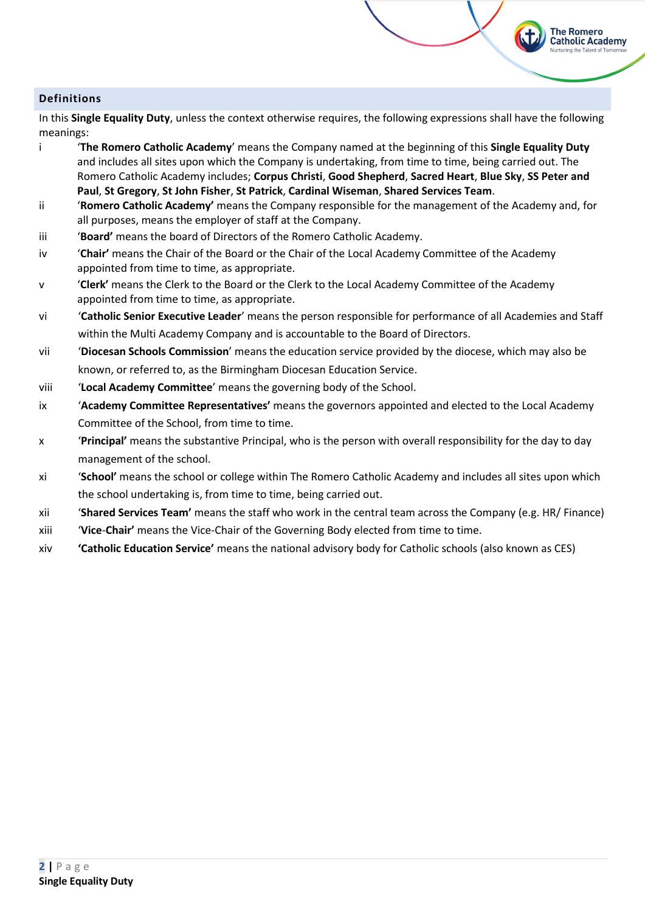## Definitions

In this **Single Equality Duty**, unless the context otherwise requires, the following expressions shall have the following meanings:

i 'The Romero Catholic Academy' means the Company named at the beginning of this **Single Equality Duty** and includes all sites upon which the Company is undertaking, from time to time, being carried out. The Romero Catholic Academy includes; **Corpus Christi**, **Good Shepherd**, **Sacred Heart**, **Blue Sky**, **SS Peter and Paul**, **St Gregory**, **St John Fisher**, **St Patrick**, **Cardinal Wiseman**, **Shared Services Team**.

ii '**Romero Catholic Academy'** means the Company responsible for the management of the Academy and, for all purposes, means the employer of staff at the Company.

iii '**Board'** means the board of Directors of the Romero Catholic Academy.

iv '**Chair'** means the Chair of the Board or the Chair of the Local Academy Committee of the Academy appointed from time to time, as appropriate.

v '**Clerk'** means the Clerk to the Board or the Clerk to the Local Academy Committee of the Academy appointed from time to time, as appropriate.

vi '**Catholic Senior Executive Leader**' means the person responsible for performance of all Academies and Staff within the Multi Academy Company and is accountable to the Board of Directors.

vii '**Diocesan Schools Commission**' means the education service provided by the diocese, which may also be known, or referred to, as the Birmingham Diocesan Education Service.

viii '**Local Academy Committee**' means the governing body of the School.

ix '**Academy Committee Representatives'** means the governors appointed and elected to the Local Academy Committee of the School, from time to time.

x '**Principal'** means the substantive Principal, who is the person with overall responsibility for the day to day management of the school.

xi '**School'** means the school or college within The Romero Catholic Academy and includes all sites upon which the school undertaking is, from time to time, being carried out.

xii '**Shared Services Team'** means the staff who work in the central team across the Company (e.g. HR/ Finance)

xiii '**Vice-Chair'** means the Vice-Chair of the Governing Body elected from time to time.

xiv **'Catholic Education Service'** means the national advisory body for Catholic schools (also known as CES)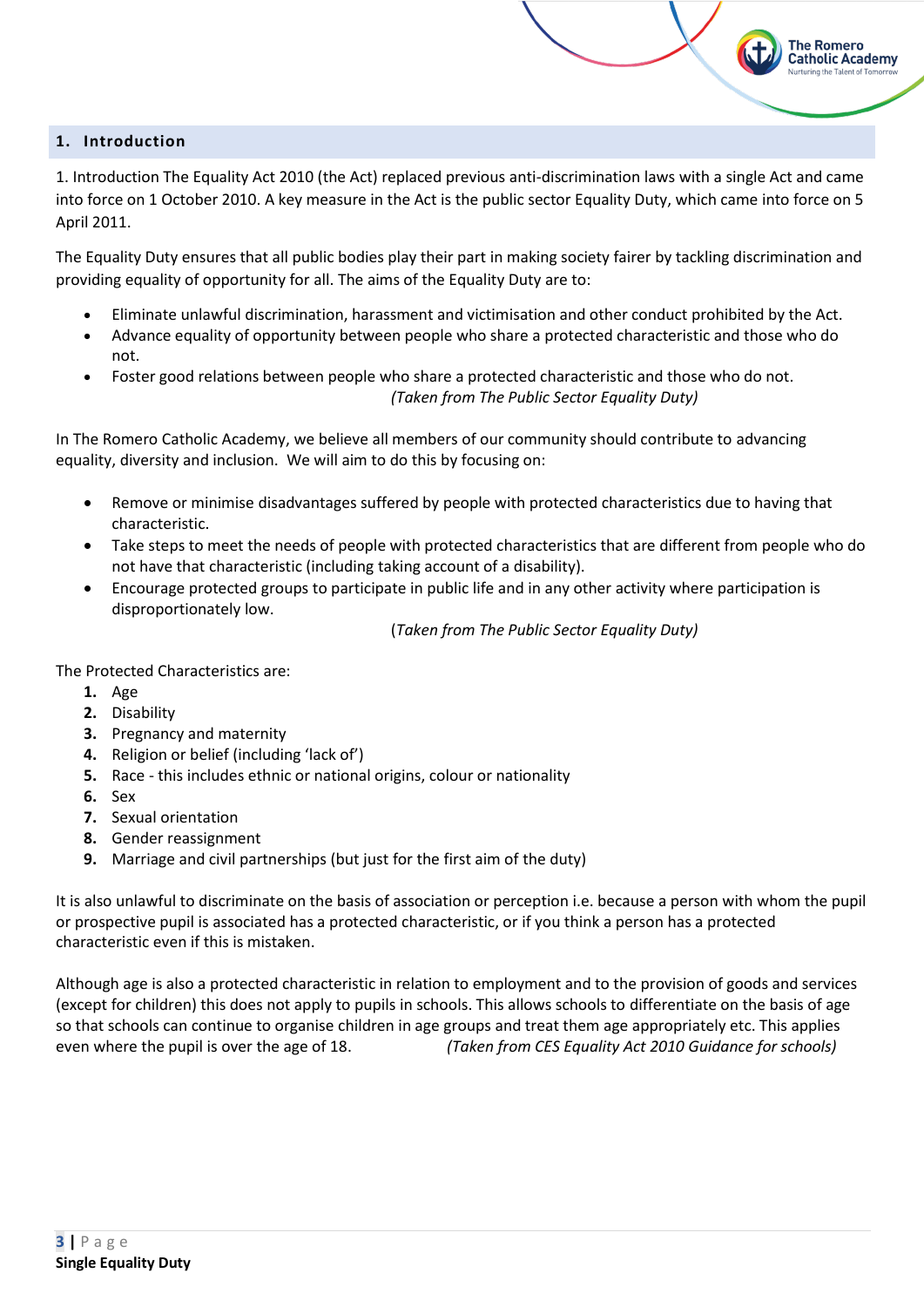## 1. Introduction

1. Introduction The Equality Act 2010 (the Act) replaced previous anti-discrimination laws with a single Act and came into force on 1 October 2010. A key measure in the Act is the public sector Equality Duty, which came into force on 5 April 2011.

The Equality Duty ensures that all public bodies play their part in making society fairer by tackling discrimination and providing equality of opportunity for all. The aims of the Equality Duty are to:

- Eliminate unlawful discrimination, harassment and victimisation and other conduct prohibited by the Act.
- Advance equality of opportunity between people who share a protected characteristic and those who do not.
- Foster good relations between people who share a protected characteristic and those who do not.

*(Taken from The Public Sector Equality Duty)*

In The Romero Catholic Academy, we believe all members of our community should contribute to advancing equality, diversity and inclusion. We will aim to do this by focusing on:

- Remove or minimise disadvantages suffered by people with protected characteristics due to having that characteristic.
- Take steps to meet the needs of people with protected characteristics that are different from people who do not have that characteristic (including taking account of a disability).
- Encourage protected groups to participate in public life and in any other activity where participation is disproportionately low.

(*Taken from The Public Sector Equality Duty)*

The Protected Characteristics are:

1. Age
2. Disability
3. Pregnancy and maternity
4. Religion or belief (including 'lack of')
5. Race - this includes ethnic or national origins, colour or nationality
6. Sex
7. Sexual orientation
8. Gender reassignment
9. Marriage and civil partnerships (but just for the first aim of the duty)

It is also unlawful to discriminate on the basis of association or perception i.e. because a person with whom the pupil or prospective pupil is associated has a protected characteristic, or if you think a person has a protected characteristic even if this is mistaken.

Although age is also a protected characteristic in relation to employment and to the provision of goods and services (except for children) this does not apply to pupils in schools. This allows schools to differentiate on the basis of age so that schools can continue to organise children in age groups and treat them age appropriately etc. This applies even where the pupil is over the age of 18. *(Taken from CES Equality Act 2010 Guidance for schools)*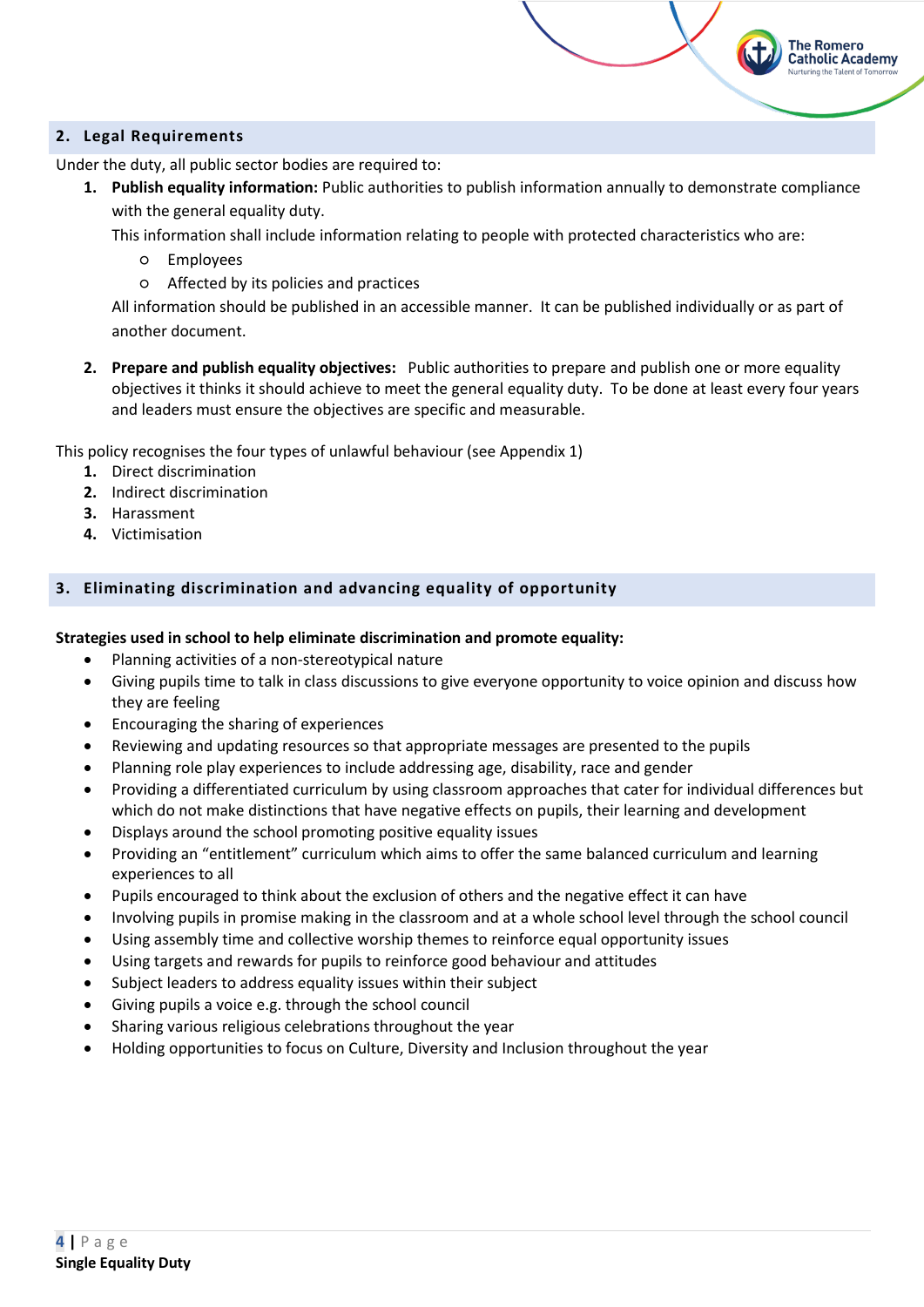## 2. Legal Requirements

Under the duty, all public sector bodies are required to:

1. **Publish equality information:** Public authorities to publish information annually to demonstrate compliance with the general equality duty.

   This information shall include information relating to people with protected characteristics who are:

   - Employees
   - Affected by its policies and practices

   All information should be published in an accessible manner. It can be published individually or as part of another document.

2. **Prepare and publish equality objectives:** Public authorities to prepare and publish one or more equality objectives it thinks it should achieve to meet the general equality duty. To be done at least every four years and leaders must ensure the objectives are specific and measurable.

This policy recognises the four types of unlawful behaviour (see Appendix 1)

1. Direct discrimination
2. Indirect discrimination
3. Harassment
4. Victimisation

## 3. Eliminating discrimination and advancing equality of opportunity

**Strategies used in school to help eliminate discrimination and promote equality:**

- Planning activities of a non-stereotypical nature
- Giving pupils time to talk in class discussions to give everyone opportunity to voice opinion and discuss how they are feeling
- Encouraging the sharing of experiences
- Reviewing and updating resources so that appropriate messages are presented to the pupils
- Planning role play experiences to include addressing age, disability, race and gender
- Providing a differentiated curriculum by using classroom approaches that cater for individual differences but which do not make distinctions that have negative effects on pupils, their learning and development
- Displays around the school promoting positive equality issues
- Providing an “entitlement” curriculum which aims to offer the same balanced curriculum and learning experiences to all
- Pupils encouraged to think about the exclusion of others and the negative effect it can have
- Involving pupils in promise making in the classroom and at a whole school level through the school council
- Using assembly time and collective worship themes to reinforce equal opportunity issues
- Using targets and rewards for pupils to reinforce good behaviour and attitudes
- Subject leaders to address equality issues within their subject
- Giving pupils a voice e.g. through the school council
- Sharing various religious celebrations throughout the year
- Holding opportunities to focus on Culture, Diversity and Inclusion throughout the year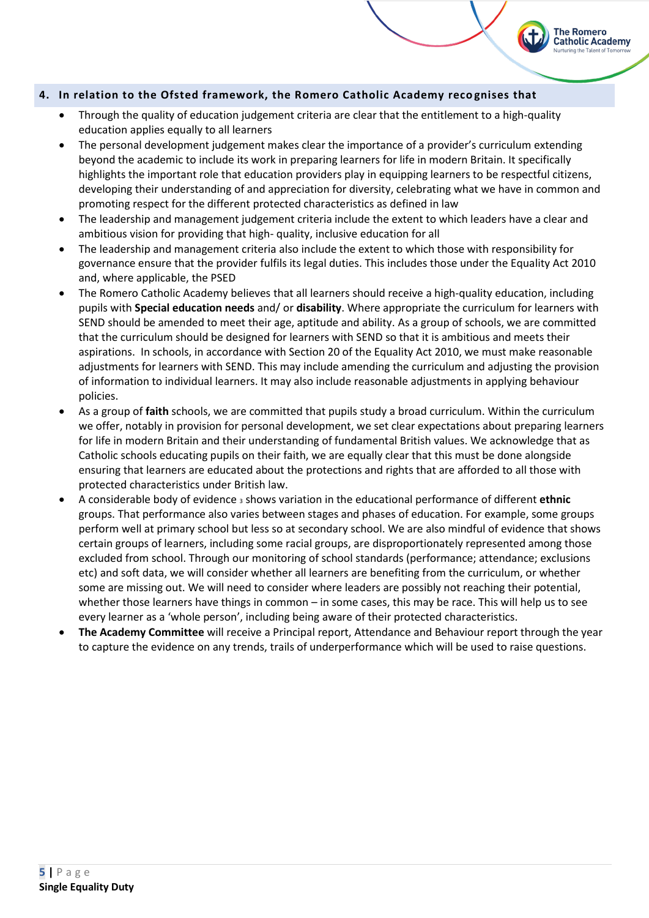## 4. In relation to the Ofsted framework, the Romero Catholic Academy recognises that

- Through the quality of education judgement criteria are clear that the entitlement to a high-quality education applies equally to all learners
- The personal development judgement makes clear the importance of a provider's curriculum extending beyond the academic to include its work in preparing learners for life in modern Britain. It specifically highlights the important role that education providers play in equipping learners to be respectful citizens, developing their understanding of and appreciation for diversity, celebrating what we have in common and promoting respect for the different protected characteristics as defined in law
- The leadership and management judgement criteria include the extent to which leaders have a clear and ambitious vision for providing that high- quality, inclusive education for all
- The leadership and management criteria also include the extent to which those with responsibility for governance ensure that the provider fulfils its legal duties. This includes those under the Equality Act 2010 and, where applicable, the PSED
- The Romero Catholic Academy believes that all learners should receive a high-quality education, including pupils with **Special education needs** and/ or **disability**. Where appropriate the curriculum for learners with SEND should be amended to meet their age, aptitude and ability. As a group of schools, we are committed that the curriculum should be designed for learners with SEND so that it is ambitious and meets their aspirations. In schools, in accordance with Section 20 of the Equality Act 2010, we must make reasonable adjustments for learners with SEND. This may include amending the curriculum and adjusting the provision of information to individual learners. It may also include reasonable adjustments in applying behaviour policies.
- As a group of **faith** schools, we are committed that pupils study a broad curriculum. Within the curriculum we offer, notably in provision for personal development, we set clear expectations about preparing learners for life in modern Britain and their understanding of fundamental British values. We acknowledge that as Catholic schools educating pupils on their faith, we are equally clear that this must be done alongside ensuring that learners are educated about the protections and rights that are afforded to all those with protected characteristics under British law.
- A considerable body of evidence [3] shows variation in the educational performance of different **ethnic** groups. That performance also varies between stages and phases of education. For example, some groups perform well at primary school but less so at secondary school. We are also mindful of evidence that shows certain groups of learners, including some racial groups, are disproportionately represented among those excluded from school. Through our monitoring of school standards (performance; attendance; exclusions etc) and soft data, we will consider whether all learners are benefiting from the curriculum, or whether some are missing out. We will need to consider where leaders are possibly not reaching their potential, whether those learners have things in common – in some cases, this may be race. This will help us to see every learner as a 'whole person', including being aware of their protected characteristics.
- **The Academy Committee** will receive a Principal report, Attendance and Behaviour report through the year to capture the evidence on any trends, trails of underperformance which will be used to raise questions.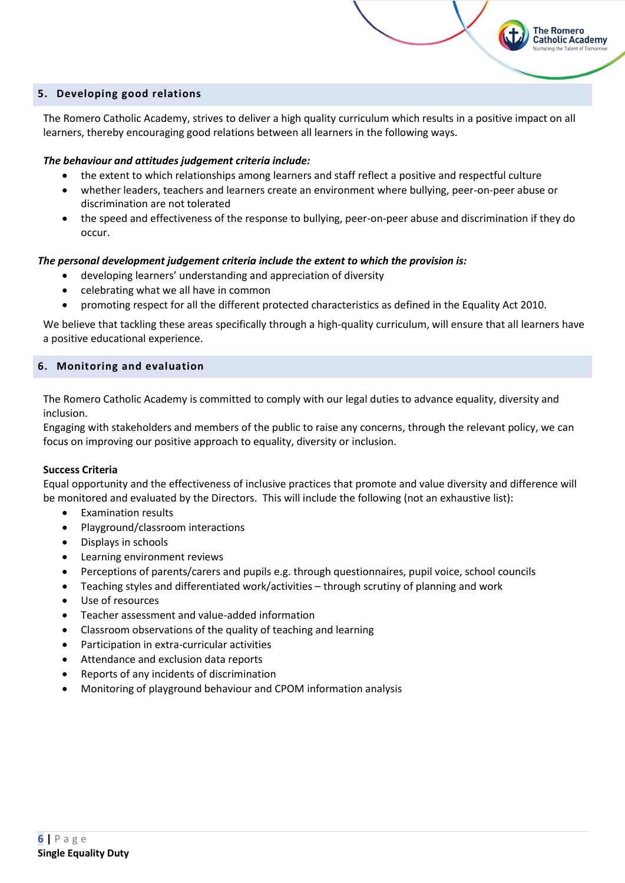## 5. Developing good relations

The Romero Catholic Academy, strives to deliver a high quality curriculum which results in a positive impact on all learners, thereby encouraging good relations between all learners in the following ways.

***The behaviour and attitudes judgement criteria include:***

- the extent to which relationships among learners and staff reflect a positive and respectful culture
- whether leaders, teachers and learners create an environment where bullying, peer-on-peer abuse or discrimination are not tolerated
- the speed and effectiveness of the response to bullying, peer-on-peer abuse and discrimination if they do occur.

***The personal development judgement criteria include the extent to which the provision is:***

- developing learners' understanding and appreciation of diversity
- celebrating what we all have in common
- promoting respect for all the different protected characteristics as defined in the Equality Act 2010.

We believe that tackling these areas specifically through a high-quality curriculum, will ensure that all learners have a positive educational experience.

## 6. Monitoring and evaluation

The Romero Catholic Academy is committed to comply with our legal duties to advance equality, diversity and inclusion.
Engaging with stakeholders and members of the public to raise any concerns, through the relevant policy, we can focus on improving our positive approach to equality, diversity or inclusion.

**Success Criteria**
Equal opportunity and the effectiveness of inclusive practices that promote and value diversity and difference will be monitored and evaluated by the Directors. This will include the following (not an exhaustive list):

- Examination results
- Playground/classroom interactions
- Displays in schools
- Learning environment reviews
- Perceptions of parents/carers and pupils e.g. through questionnaires, pupil voice, school councils
- Teaching styles and differentiated work/activities – through scrutiny of planning and work
- Use of resources
- Teacher assessment and value-added information
- Classroom observations of the quality of teaching and learning
- Participation in extra-curricular activities
- Attendance and exclusion data reports
- Reports of any incidents of discrimination
- Monitoring of playground behaviour and CPOM information analysis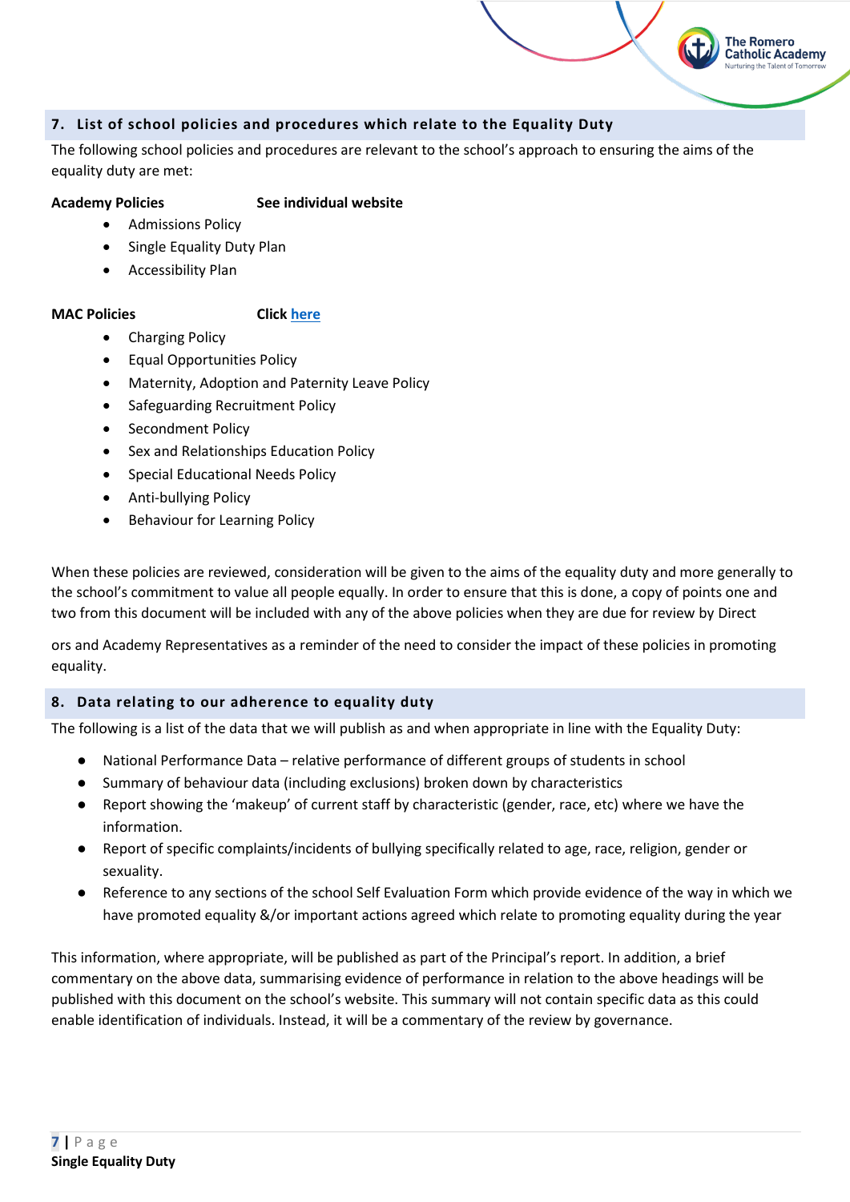## 7. List of school policies and procedures which relate to the Equality Duty

The following school policies and procedures are relevant to the school's approach to ensuring the aims of the equality duty are met:

**Academy Policies** **See individual website**

- Admissions Policy
- Single Equality Duty Plan
- Accessibility Plan

**MAC Policies** **Click here**

- Charging Policy
- Equal Opportunities Policy
- Maternity, Adoption and Paternity Leave Policy
- Safeguarding Recruitment Policy
- Secondment Policy
- Sex and Relationships Education Policy
- Special Educational Needs Policy
- Anti-bullying Policy
- Behaviour for Learning Policy

When these policies are reviewed, consideration will be given to the aims of the equality duty and more generally to the school's commitment to value all people equally. In order to ensure that this is done, a copy of points one and two from this document will be included with any of the above policies when they are due for review by Direct

ors and Academy Representatives as a reminder of the need to consider the impact of these policies in promoting equality.

## 8. Data relating to our adherence to equality duty

The following is a list of the data that we will publish as and when appropriate in line with the Equality Duty:

- National Performance Data – relative performance of different groups of students in school
- Summary of behaviour data (including exclusions) broken down by characteristics
- Report showing the 'makeup' of current staff by characteristic (gender, race, etc) where we have the information.
- Report of specific complaints/incidents of bullying specifically related to age, race, religion, gender or sexuality.
- Reference to any sections of the school Self Evaluation Form which provide evidence of the way in which we have promoted equality &/or important actions agreed which relate to promoting equality during the year

This information, where appropriate, will be published as part of the Principal's report. In addition, a brief commentary on the above data, summarising evidence of performance in relation to the above headings will be published with this document on the school's website. This summary will not contain specific data as this could enable identification of individuals. Instead, it will be a commentary of the review by governance.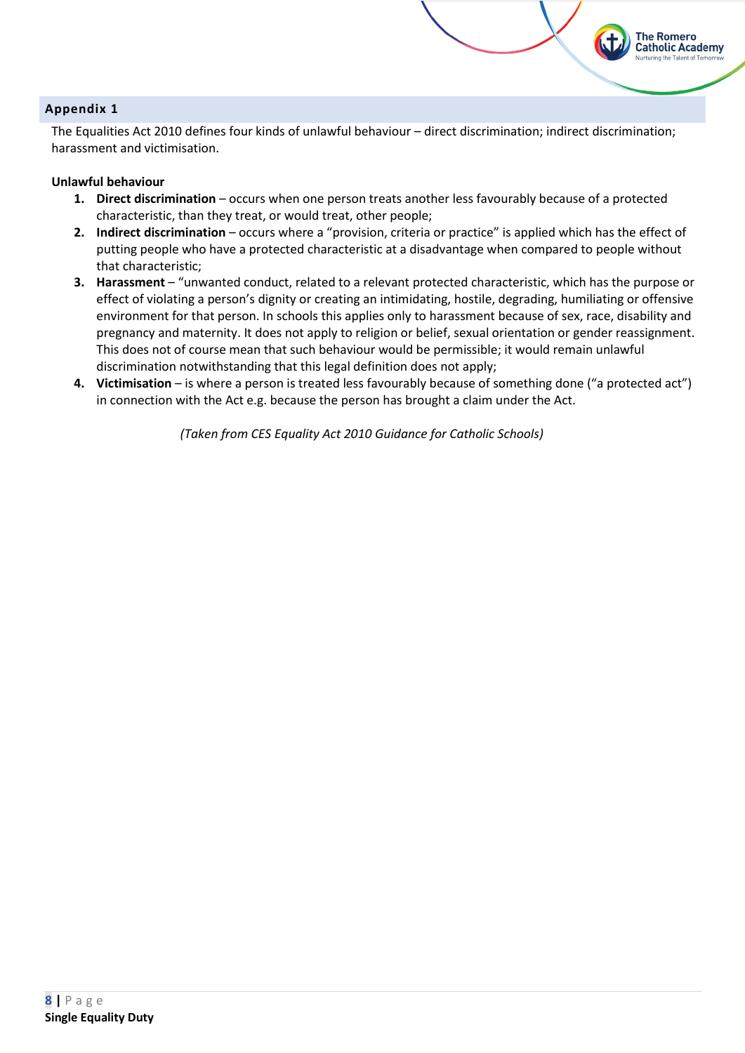## Appendix 1

The Equalities Act 2010 defines four kinds of unlawful behaviour – direct discrimination; indirect discrimination; harassment and victimisation.

**Unlawful behaviour**

1. **Direct discrimination** – occurs when one person treats another less favourably because of a protected characteristic, than they treat, or would treat, other people;
2. **Indirect discrimination** – occurs where a "provision, criteria or practice" is applied which has the effect of putting people who have a protected characteristic at a disadvantage when compared to people without that characteristic;
3. **Harassment** – "unwanted conduct, related to a relevant protected characteristic, which has the purpose or effect of violating a person's dignity or creating an intimidating, hostile, degrading, humiliating or offensive environment for that person. In schools this applies only to harassment because of sex, race, disability and pregnancy and maternity. It does not apply to religion or belief, sexual orientation or gender reassignment. This does not of course mean that such behaviour would be permissible; it would remain unlawful discrimination notwithstanding that this legal definition does not apply;
4. **Victimisation** – is where a person is treated less favourably because of something done ("a protected act") in connection with the Act e.g. because the person has brought a claim under the Act.

*(Taken from CES Equality Act 2010 Guidance for Catholic Schools)*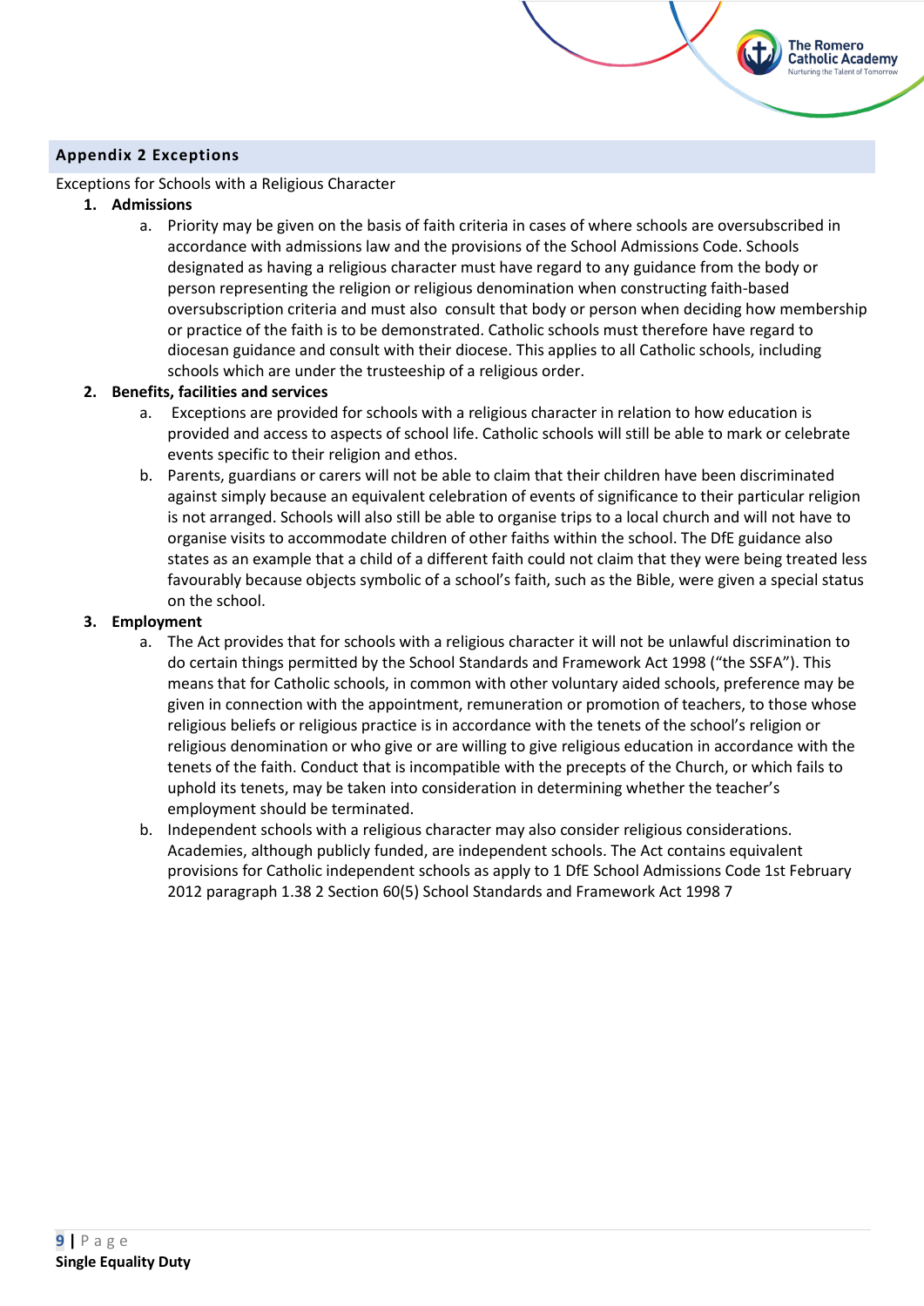## Appendix 2 Exceptions

Exceptions for Schools with a Religious Character

1. **Admissions**
    a. Priority may be given on the basis of faith criteria in cases of where schools are oversubscribed in accordance with admissions law and the provisions of the School Admissions Code. Schools designated as having a religious character must have regard to any guidance from the body or person representing the religion or religious denomination when constructing faith-based oversubscription criteria and must also consult that body or person when deciding how membership or practice of the faith is to be demonstrated. Catholic schools must therefore have regard to diocesan guidance and consult with their diocese. This applies to all Catholic schools, including schools which are under the trusteeship of a religious order.
2. **Benefits, facilities and services**
    a. Exceptions are provided for schools with a religious character in relation to how education is provided and access to aspects of school life. Catholic schools will still be able to mark or celebrate events specific to their religion and ethos.
    b. Parents, guardians or carers will not be able to claim that their children have been discriminated against simply because an equivalent celebration of events of significance to their particular religion is not arranged. Schools will also still be able to organise trips to a local church and will not have to organise visits to accommodate children of other faiths within the school. The DfE guidance also states as an example that a child of a different faith could not claim that they were being treated less favourably because objects symbolic of a school's faith, such as the Bible, were given a special status on the school.
3. **Employment**
    a. The Act provides that for schools with a religious character it will not be unlawful discrimination to do certain things permitted by the School Standards and Framework Act 1998 ("the SSFA"). This means that for Catholic schools, in common with other voluntary aided schools, preference may be given in connection with the appointment, remuneration or promotion of teachers, to those whose religious beliefs or religious practice is in accordance with the tenets of the school's religion or religious denomination or who give or are willing to give religious education in accordance with the tenets of the faith. Conduct that is incompatible with the precepts of the Church, or which fails to uphold its tenets, may be taken into consideration in determining whether the teacher's employment should be terminated.
    b. Independent schools with a religious character may also consider religious considerations. Academies, although publicly funded, are independent schools. The Act contains equivalent provisions for Catholic independent schools as apply to 1 DfE School Admissions Code 1st February 2012 paragraph 1.38 2 Section 60(5) School Standards and Framework Act 1998 7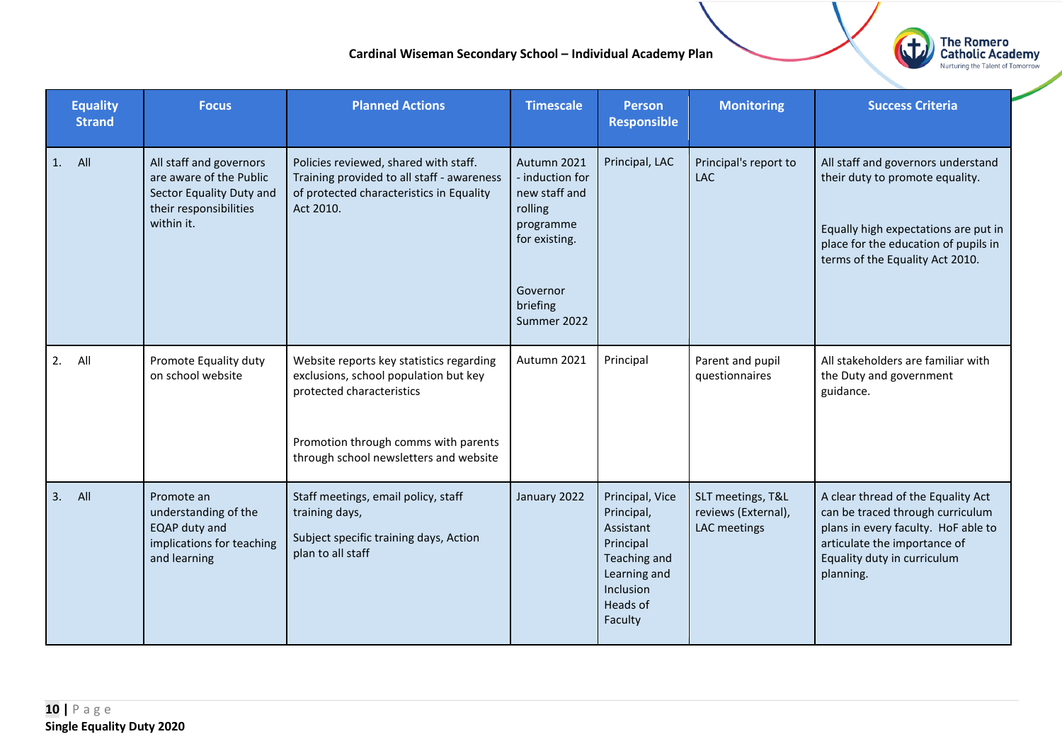| Equality Strand | Focus | Planned Actions | Timescale | Person Responsible | Monitoring | Success Criteria |
|---|---|---|---|---|---|---|
| 1. All | All staff and governors are aware of the Public Sector Equality Duty and their responsibilities within it. | Policies reviewed, shared with staff. Training provided to all staff - awareness of protected characteristics in Equality Act 2010. | Autumn 2021 - induction for new staff and rolling programme for existing. Governor briefing Summer 2022 | Principal, LAC | Principal's report to LAC | All staff and governors understand their duty to promote equality. Equally high expectations are put in place for the education of pupils in terms of the Equality Act 2010. |
| 2. All | Promote Equality duty on school website | Website reports key statistics regarding exclusions, school population but key protected characteristics. Promotion through comms with parents through school newsletters and website | Autumn 2021 | Principal | Parent and pupil questionnaires | All stakeholders are familiar with the Duty and government guidance. |
| 3. All | Promote an understanding of the EQAP duty and implications for teaching and learning | Staff meetings, email policy, staff training days, Subject specific training days, Action plan to all staff | January 2022 | Principal, Vice Principal, Assistant Principal Teaching and Learning and Inclusion Heads of Faculty | SLT meetings, T&L reviews (External), LAC meetings | A clear thread of the Equality Act can be traced through curriculum plans in every faculty. HoF able to articulate the importance of Equality duty in curriculum planning. |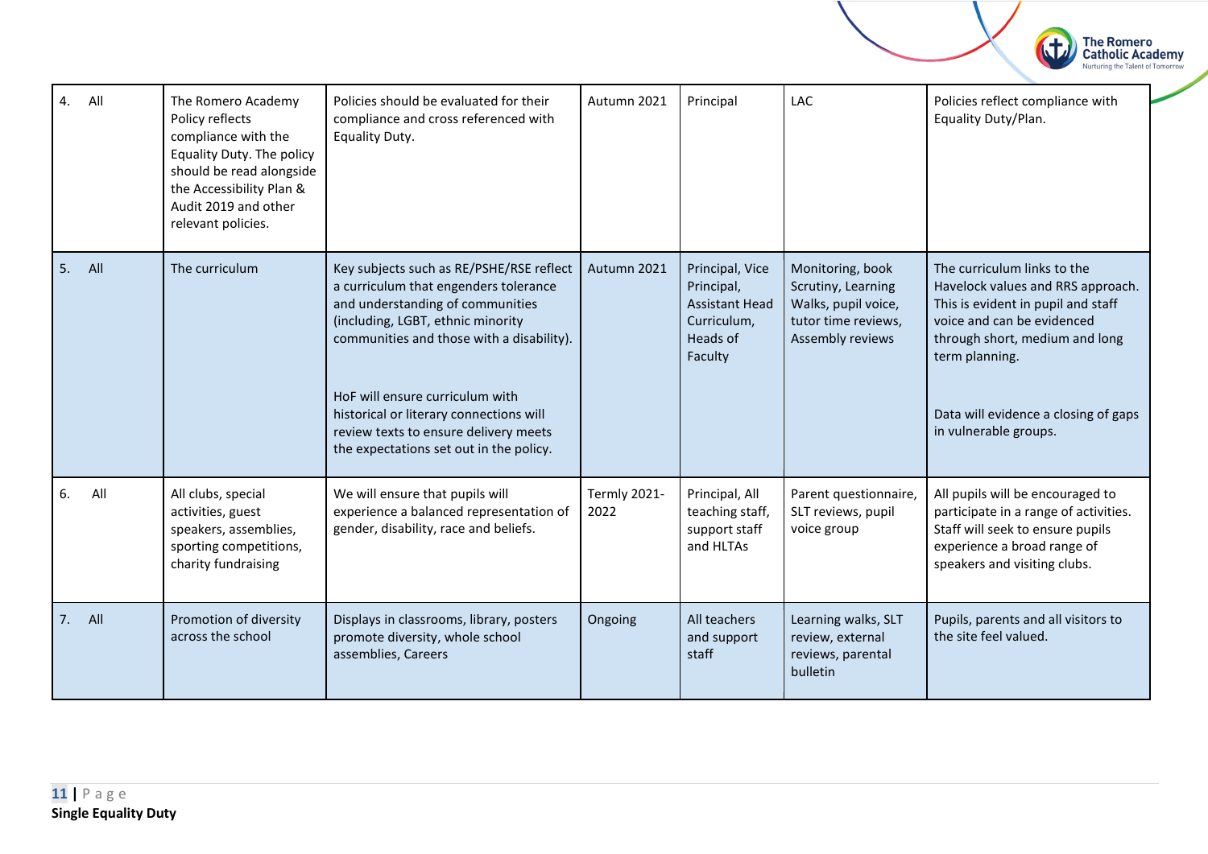| | | | | | | |
|---|---|---|---|---|---|---|
| 4. All | The Romero Academy Policy reflects compliance with the Equality Duty. The policy should be read alongside the Accessibility Plan & Audit 2019 and other relevant policies. | Policies should be evaluated for their compliance and cross referenced with Equality Duty. | Autumn 2021 | Principal | LAC | Policies reflect compliance with Equality Duty/Plan. |
| 5. All | The curriculum | Key subjects such as RE/PSHE/RSE reflect a curriculum that engenders tolerance and understanding of communities (including, LGBT, ethnic minority communities and those with a disability).<br><br>HoF will ensure curriculum with historical or literary connections will review texts to ensure delivery meets the expectations set out in the policy. | Autumn 2021 | Principal, Vice Principal, Assistant Head Curriculum, Heads of Faculty | Monitoring, book Scrutiny, Learning Walks, pupil voice, tutor time reviews, Assembly reviews | The curriculum links to the Havelock values and RRS approach. This is evident in pupil and staff voice and can be evidenced through short, medium and long term planning.<br><br>Data will evidence a closing of gaps in vulnerable groups. |
| 6. All | All clubs, special activities, guest speakers, assemblies, sporting competitions, charity fundraising | We will ensure that pupils will experience a balanced representation of gender, disability, race and beliefs. | Termly 2021-2022 | Principal, All teaching staff, support staff and HLTAs | Parent questionnaire, SLT reviews, pupil voice group | All pupils will be encouraged to participate in a range of activities. Staff will seek to ensure pupils experience a broad range of speakers and visiting clubs. |
| 7. All | Promotion of diversity across the school | Displays in classrooms, library, posters promote diversity, whole school assemblies, Careers | Ongoing | All teachers and support staff | Learning walks, SLT review, external reviews, parental bulletin | Pupils, parents and all visitors to the site feel valued. |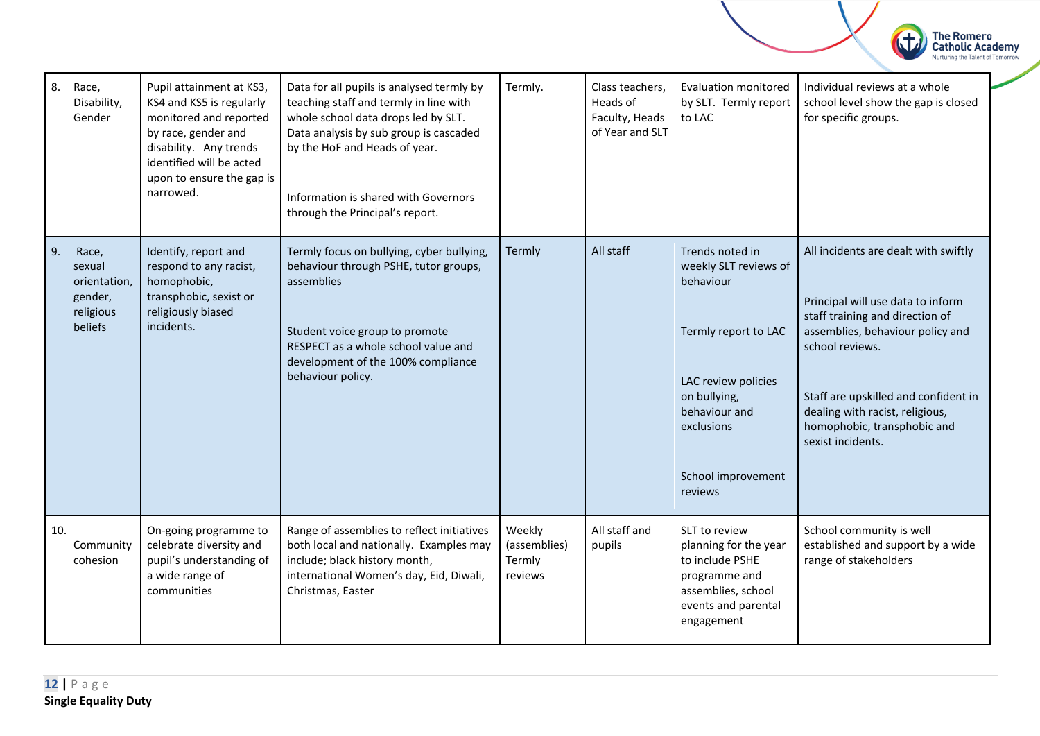| | | | | | | |
|---|---|---|---|---|---|---|
| 8. Race, Disability, Gender | Pupil attainment at KS3, KS4 and KS5 is regularly monitored and reported by race, gender and disability. Any trends identified will be acted upon to ensure the gap is narrowed. | Data for all pupils is analysed termly by teaching staff and termly in line with whole school data drops led by SLT. Data analysis by sub group is cascaded by the HoF and Heads of year.<br><br>Information is shared with Governors through the Principal's report. | Termly. | Class teachers, Heads of Faculty, Heads of Year and SLT | Evaluation monitored by SLT. Termly report to LAC | Individual reviews at a whole school level show the gap is closed for specific groups. |
| 9. Race, sexual orientation, gender, religious beliefs | Identify, report and respond to any racist, homophobic, transphobic, sexist or religiously biased incidents. | Termly focus on bullying, cyber bullying, behaviour through PSHE, tutor groups, assemblies<br><br>Student voice group to promote RESPECT as a whole school value and development of the 100% compliance behaviour policy. | Termly | All staff | Trends noted in weekly SLT reviews of behaviour<br><br>Termly report to LAC<br><br>LAC review policies on bullying, behaviour and exclusions<br><br>School improvement reviews | All incidents are dealt with swiftly<br><br>Principal will use data to inform staff training and direction of assemblies, behaviour policy and school reviews.<br><br>Staff are upskilled and confident in dealing with racist, religious, homophobic, transphobic and sexist incidents. |
| 10. Community cohesion | On-going programme to celebrate diversity and pupil's understanding of a wide range of communities | Range of assemblies to reflect initiatives both local and nationally. Examples may include; black history month, international Women's day, Eid, Diwali, Christmas, Easter | Weekly (assemblies) Termly reviews | All staff and pupils | SLT to review planning for the year to include PSHE programme and assemblies, school events and parental engagement | School community is well established and support by a wide range of stakeholders |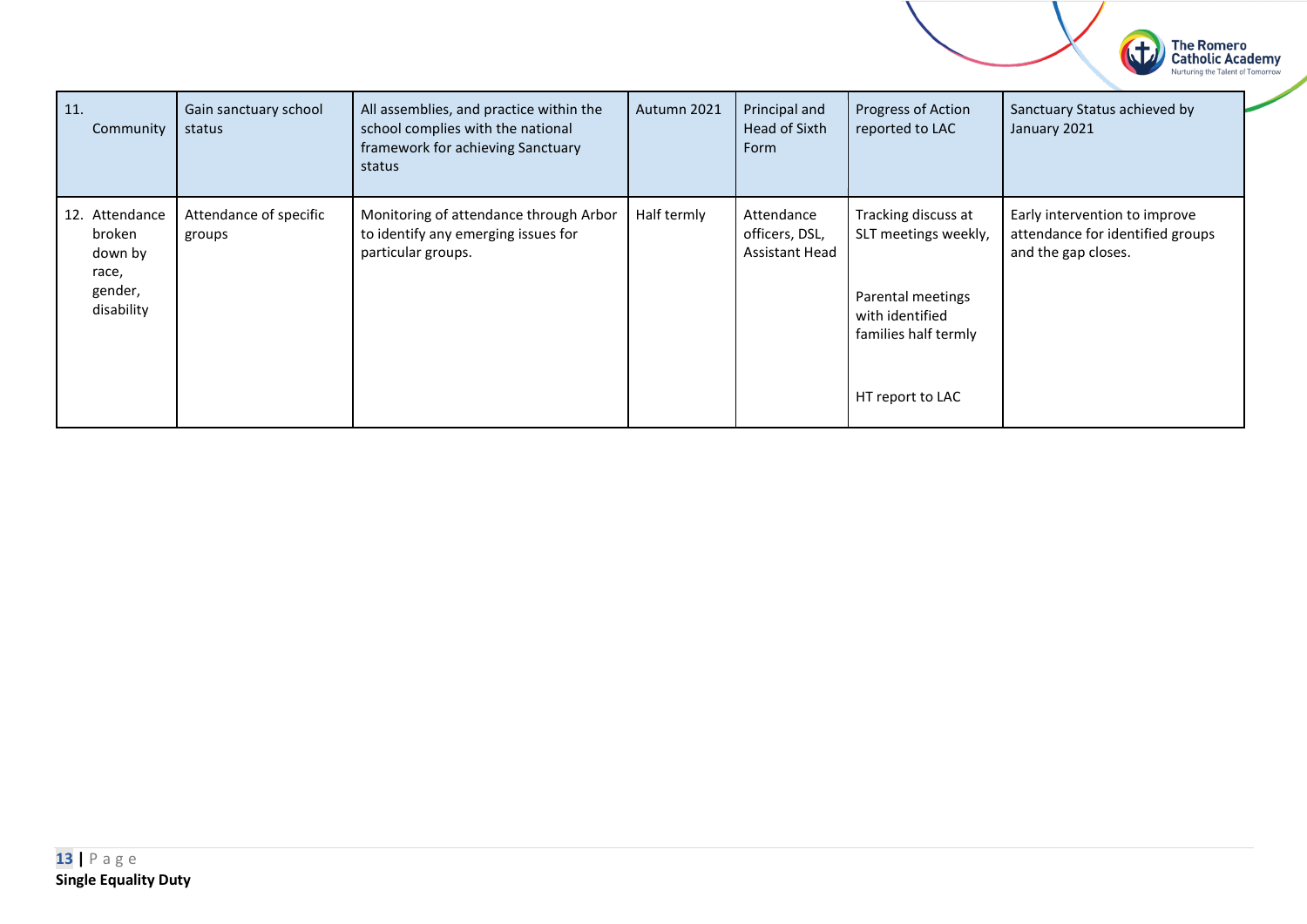| | | | | | | |
|---|---|---|---|---|---|---|
| 11. Community | Gain sanctuary school status | All assemblies, and practice within the school complies with the national framework for achieving Sanctuary status | Autumn 2021 | Principal and Head of Sixth Form | Progress of Action reported to LAC | Sanctuary Status achieved by January 2021 |
| 12. Attendance broken down by race, gender, disability | Attendance of specific groups | Monitoring of attendance through Arbor to identify any emerging issues for particular groups. | Half termly | Attendance officers, DSL, Assistant Head | Tracking discuss at SLT meetings weekly,<br><br>Parental meetings with identified families half termly<br><br>HT report to LAC | Early intervention to improve attendance for identified groups and the gap closes. |